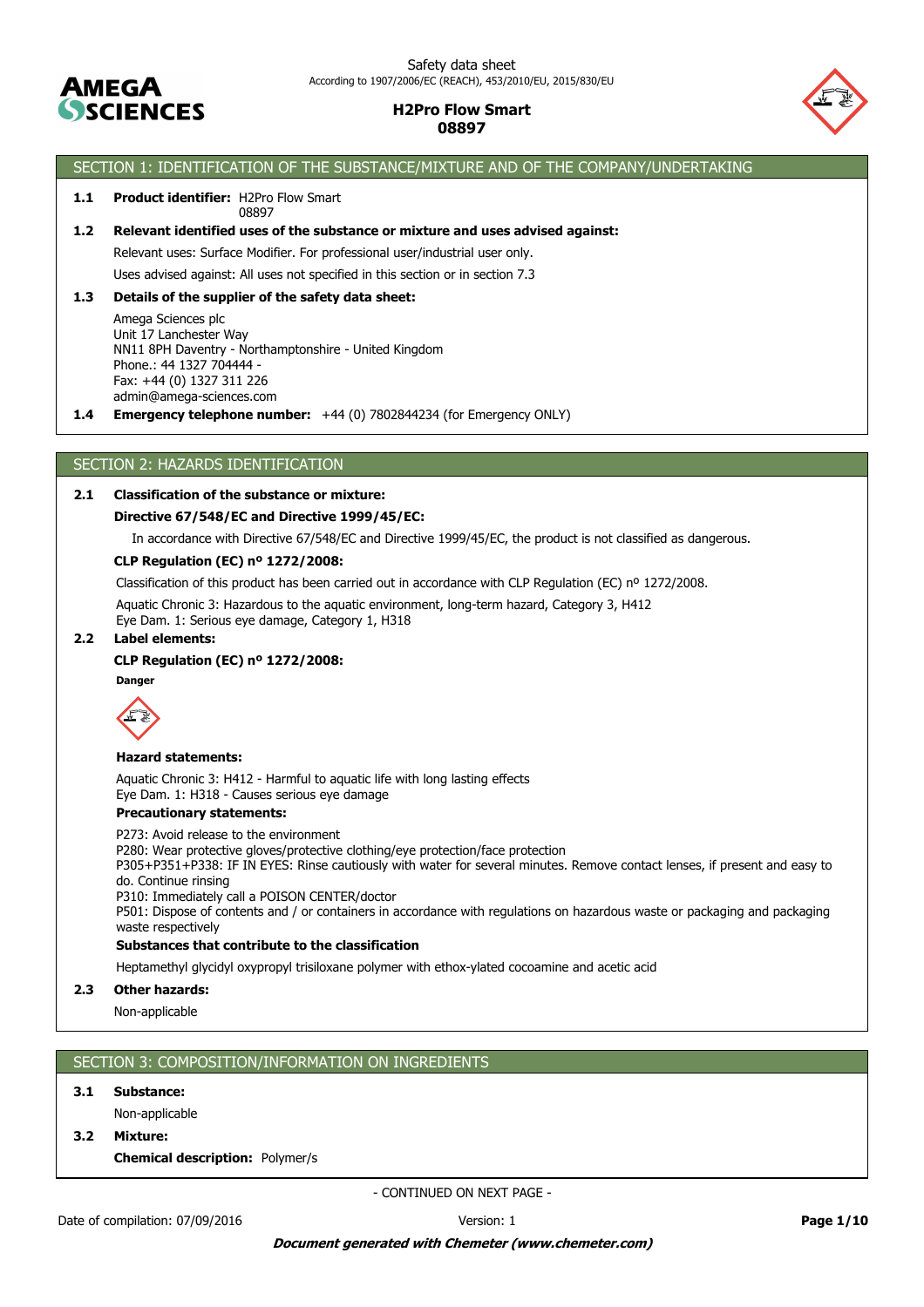Safety data sheet
According to 1907/2006/EC (REACH), 453/2010/EU, 2015/830/EU

**H2Pro Flow Smart**
**08897**

## SECTION 1: IDENTIFICATION OF THE SUBSTANCE/MIXTURE AND OF THE COMPANY/UNDERTAKING

**1.1 Product identifier:** H2Pro Flow Smart
08897

**1.2 Relevant identified uses of the substance or mixture and uses advised against:**

Relevant uses: Surface Modifier. For professional user/industrial user only.

Uses advised against: All uses not specified in this section or in section 7.3

**1.3 Details of the supplier of the safety data sheet:**

Amega Sciences plc
Unit 17 Lanchester Way
NN11 8PH Daventry - Northamptonshire - United Kingdom
Phone.: 44 1327 704444 -
Fax: +44 (0) 1327 311 226
admin@amega-sciences.com

**1.4 Emergency telephone number:** +44 (0) 7802844234 (for Emergency ONLY)

## SECTION 2: HAZARDS IDENTIFICATION

**2.1 Classification of the substance or mixture:**

**Directive 67/548/EC and Directive 1999/45/EC:**

In accordance with Directive 67/548/EC and Directive 1999/45/EC, the product is not classified as dangerous.

**CLP Regulation (EC) nº 1272/2008:**

Classification of this product has been carried out in accordance with CLP Regulation (EC) nº 1272/2008.

Aquatic Chronic 3: Hazardous to the aquatic environment, long-term hazard, Category 3, H412
Eye Dam. 1: Serious eye damage, Category 1, H318

**2.2 Label elements:**

**CLP Regulation (EC) nº 1272/2008:**

**Danger**

**Hazard statements:**

Aquatic Chronic 3: H412 - Harmful to aquatic life with long lasting effects
Eye Dam. 1: H318 - Causes serious eye damage

**Precautionary statements:**

P273: Avoid release to the environment
P280: Wear protective gloves/protective clothing/eye protection/face protection
P305+P351+P338: IF IN EYES: Rinse cautiously with water for several minutes. Remove contact lenses, if present and easy to do. Continue rinsing
P310: Immediately call a POISON CENTER/doctor
P501: Dispose of contents and / or containers in accordance with regulations on hazardous waste or packaging and packaging waste respectively

**Substances that contribute to the classification**

Heptamethyl glycidyl oxypropyl trisiloxane polymer with ethox-ylated cocoamine and acetic acid

**2.3 Other hazards:**

Non-applicable

## SECTION 3: COMPOSITION/INFORMATION ON INGREDIENTS

**3.1 Substance:**

Non-applicable

**3.2 Mixture:**

**Chemical description:** Polymer/s

- CONTINUED ON NEXT PAGE -

Date of compilation: 07/09/2016 Version: 1

***Document generated with Chemeter (www.chemeter.com)***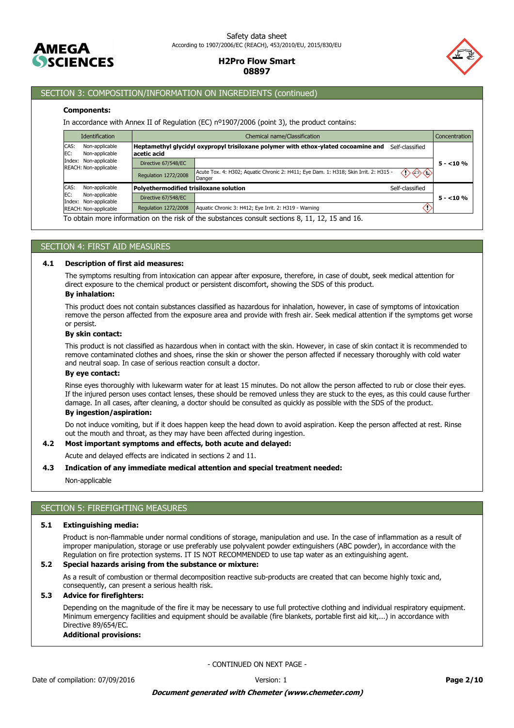## SECTION 3: COMPOSITION/INFORMATION ON INGREDIENTS (continued)

**Components:**

In accordance with Annex II of Regulation (EC) nº1907/2006 (point 3), the product contains:

| Identification | Chemical name/Classification | | Concentration |
|---|---|---|---|
| CAS: Non-applicable<br>EC: Non-applicable<br>Index: Non-applicable<br>REACH: Non-applicable | **Heptamethyl glycidyl oxypropyl trisiloxane polymer with ethox-ylated cocoamine and acetic acid** | Self-classified | 5 - <10 % |
| | Directive 67/548/EC | | |
| | Regulation 1272/2008 | Acute Tox. 4: H302; Aquatic Chronic 2: H411; Eye Dam. 1: H318; Skin Irrit. 2: H315 - Danger | |
| CAS: Non-applicable<br>EC: Non-applicable<br>Index: Non-applicable<br>REACH: Non-applicable | **Polyethermodified trisiloxane solution** | Self-classified | 5 - <10 % |
| | Directive 67/548/EC | | |
| | Regulation 1272/2008 | Aquatic Chronic 3: H412; Eye Irrit. 2: H319 - Warning | |

To obtain more information on the risk of the substances consult sections 8, 11, 12, 15 and 16.

## SECTION 4: FIRST AID MEASURES

### 4.1 Description of first aid measures:

The symptoms resulting from intoxication can appear after exposure, therefore, in case of doubt, seek medical attention for direct exposure to the chemical product or persistent discomfort, showing the SDS of this product.

**By inhalation:**

This product does not contain substances classified as hazardous for inhalation, however, in case of symptoms of intoxication remove the person affected from the exposure area and provide with fresh air. Seek medical attention if the symptoms get worse or persist.

**By skin contact:**

This product is not classified as hazardous when in contact with the skin. However, in case of skin contact it is recommended to remove contaminated clothes and shoes, rinse the skin or shower the person affected if necessary thoroughly with cold water and neutral soap. In case of serious reaction consult a doctor.

**By eye contact:**

Rinse eyes thoroughly with lukewarm water for at least 15 minutes. Do not allow the person affected to rub or close their eyes. If the injured person uses contact lenses, these should be removed unless they are stuck to the eyes, as this could cause further damage. In all cases, after cleaning, a doctor should be consulted as quickly as possible with the SDS of the product.

**By ingestion/aspiration:**

Do not induce vomiting, but if it does happen keep the head down to avoid aspiration. Keep the person affected at rest. Rinse out the mouth and throat, as they may have been affected during ingestion.

### 4.2 Most important symptoms and effects, both acute and delayed:

Acute and delayed effects are indicated in sections 2 and 11.

### 4.3 Indication of any immediate medical attention and special treatment needed:

Non-applicable

## SECTION 5: FIREFIGHTING MEASURES

### 5.1 Extinguishing media:

Product is non-flammable under normal conditions of storage, manipulation and use. In the case of inflammation as a result of improper manipulation, storage or use preferably use polyvalent powder extinguishers (ABC powder), in accordance with the Regulation on fire protection systems. IT IS NOT RECOMMENDED to use tap water as an extinguishing agent.

### 5.2 Special hazards arising from the substance or mixture:

As a result of combustion or thermal decomposition reactive sub-products are created that can become highly toxic and, consequently, can present a serious health risk.

### 5.3 Advice for firefighters:

Depending on the magnitude of the fire it may be necessary to use full protective clothing and individual respiratory equipment. Minimum emergency facilities and equipment should be available (fire blankets, portable first aid kit,...) in accordance with Directive 89/654/EC.

**Additional provisions:**

- CONTINUED ON NEXT PAGE -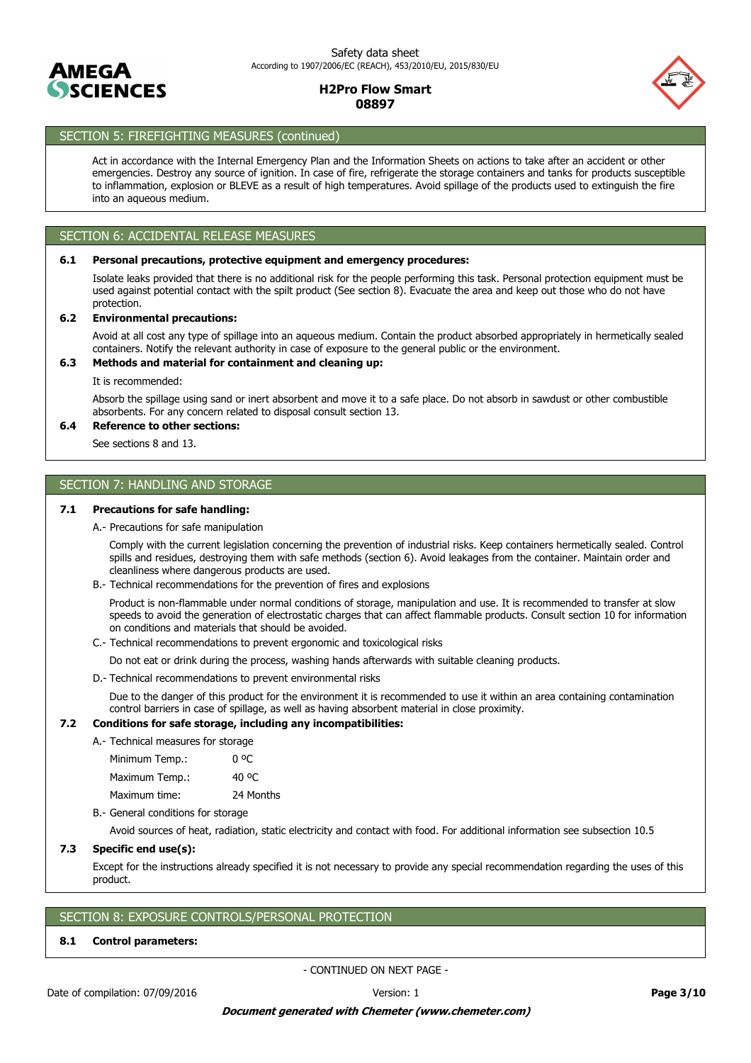## SECTION 5: FIREFIGHTING MEASURES (continued)

Act in accordance with the Internal Emergency Plan and the Information Sheets on actions to take after an accident or other emergencies. Destroy any source of ignition. In case of fire, refrigerate the storage containers and tanks for products susceptible to inflammation, explosion or BLEVE as a result of high temperatures. Avoid spillage of the products used to extinguish the fire into an aqueous medium.

## SECTION 6: ACCIDENTAL RELEASE MEASURES

### 6.1 Personal precautions, protective equipment and emergency procedures:

Isolate leaks provided that there is no additional risk for the people performing this task. Personal protection equipment must be used against potential contact with the spilt product (See section 8). Evacuate the area and keep out those who do not have protection.

### 6.2 Environmental precautions:

Avoid at all cost any type of spillage into an aqueous medium. Contain the product absorbed appropriately in hermetically sealed containers. Notify the relevant authority in case of exposure to the general public or the environment.

### 6.3 Methods and material for containment and cleaning up:

It is recommended:

Absorb the spillage using sand or inert absorbent and move it to a safe place. Do not absorb in sawdust or other combustible absorbents. For any concern related to disposal consult section 13.

### 6.4 Reference to other sections:

See sections 8 and 13.

## SECTION 7: HANDLING AND STORAGE

### 7.1 Precautions for safe handling:

A.- Precautions for safe manipulation

Comply with the current legislation concerning the prevention of industrial risks. Keep containers hermetically sealed. Control spills and residues, destroying them with safe methods (section 6). Avoid leakages from the container. Maintain order and cleanliness where dangerous products are used.

B.- Technical recommendations for the prevention of fires and explosions

Product is non-flammable under normal conditions of storage, manipulation and use. It is recommended to transfer at slow speeds to avoid the generation of electrostatic charges that can affect flammable products. Consult section 10 for information on conditions and materials that should be avoided.

C.- Technical recommendations to prevent ergonomic and toxicological risks

Do not eat or drink during the process, washing hands afterwards with suitable cleaning products.

D.- Technical recommendations to prevent environmental risks

Due to the danger of this product for the environment it is recommended to use it within an area containing contamination control barriers in case of spillage, as well as having absorbent material in close proximity.

### 7.2 Conditions for safe storage, including any incompatibilities:

A.- Technical measures for storage

| | |
|---|---|
| Minimum Temp.: | 0 ºC |
| Maximum Temp.: | 40 ºC |
| Maximum time: | 24 Months |

B.- General conditions for storage

Avoid sources of heat, radiation, static electricity and contact with food. For additional information see subsection 10.5

### 7.3 Specific end use(s):

Except for the instructions already specified it is not necessary to provide any special recommendation regarding the uses of this product.

## SECTION 8: EXPOSURE CONTROLS/PERSONAL PROTECTION

### 8.1 Control parameters:

- CONTINUED ON NEXT PAGE -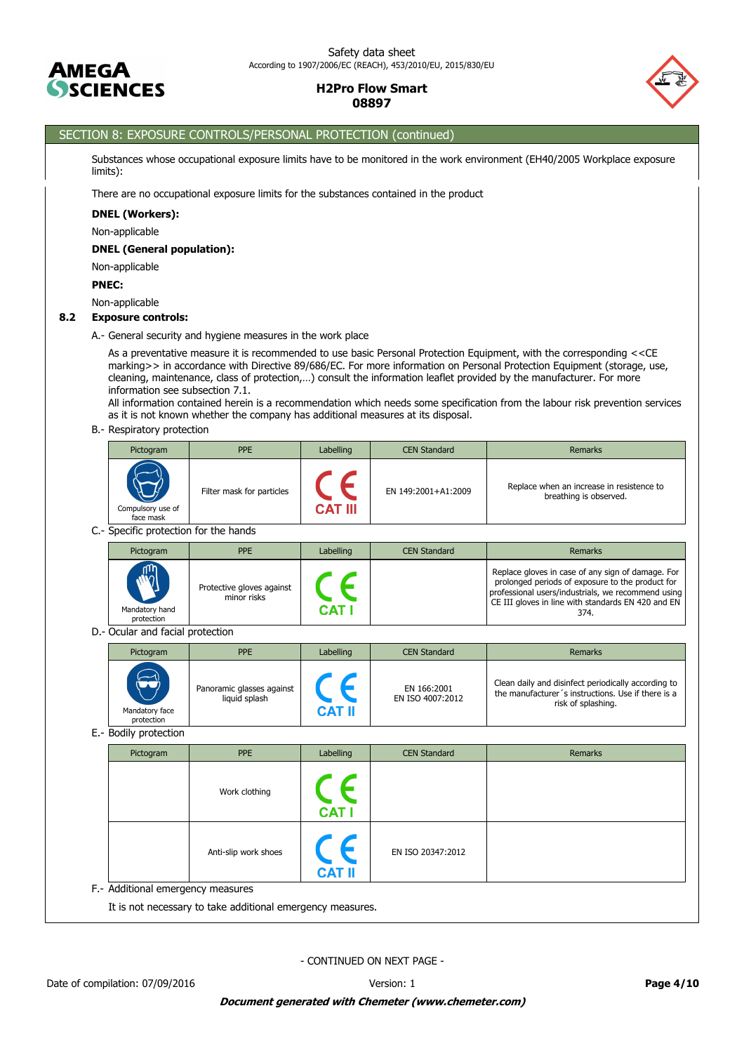## SECTION 8: EXPOSURE CONTROLS/PERSONAL PROTECTION (continued)

Substances whose occupational exposure limits have to be monitored in the work environment (EH40/2005 Workplace exposure limits):

There are no occupational exposure limits for the substances contained in the product

**DNEL (Workers):**

Non-applicable

**DNEL (General population):**

Non-applicable

**PNEC:**

Non-applicable

### 8.2 Exposure controls:

A.- General security and hygiene measures in the work place

As a preventative measure it is recommended to use basic Personal Protection Equipment, with the corresponding <<CE marking>> in accordance with Directive 89/686/EC. For more information on Personal Protection Equipment (storage, use, cleaning, maintenance, class of protection,…) consult the information leaflet provided by the manufacturer. For more information see subsection 7.1.

All information contained herein is a recommendation which needs some specification from the labour risk prevention services as it is not known whether the company has additional measures at its disposal.

B.- Respiratory protection

| Pictogram | PPE | Labelling | CEN Standard | Remarks |
|---|---|---|---|---|
| Compulsory use of face mask | Filter mask for particles | CE CAT III | EN 149:2001+A1:2009 | Replace when an increase in resistence to breathing is observed. |

C.- Specific protection for the hands

| Pictogram | PPE | Labelling | CEN Standard | Remarks |
|---|---|---|---|---|
| Mandatory hand protection | Protective gloves against minor risks | CE CAT I | | Replace gloves in case of any sign of damage. For prolonged periods of exposure to the product for professional users/industrials, we recommend using CE III gloves in line with standards EN 420 and EN 374. |

D.- Ocular and facial protection

| Pictogram | PPE | Labelling | CEN Standard | Remarks |
|---|---|---|---|---|
| Mandatory face protection | Panoramic glasses against liquid splash | CE CAT II | EN 166:2001<br>EN ISO 4007:2012 | Clean daily and disinfect periodically according to the manufacturer´s instructions. Use if there is a risk of splashing. |

E.- Bodily protection

| Pictogram | PPE | Labelling | CEN Standard | Remarks |
|---|---|---|---|---|
| | Work clothing | CE CAT I | | |
| | Anti-slip work shoes | CE CAT II | EN ISO 20347:2012 | |

F.- Additional emergency measures

It is not necessary to take additional emergency measures.

- CONTINUED ON NEXT PAGE -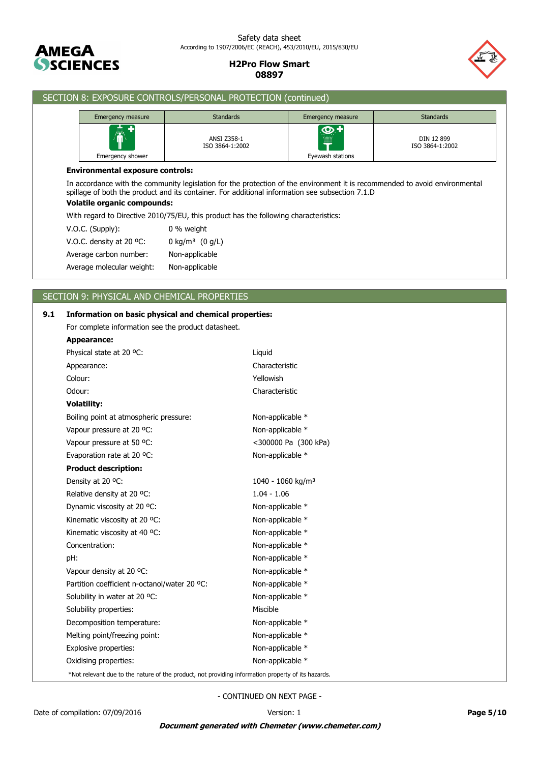## SECTION 8: EXPOSURE CONTROLS/PERSONAL PROTECTION (continued)

| Emergency measure | Standards | Emergency measure | Standards |
| --- | --- | --- | --- |
| Emergency shower | ANSI Z358-1<br>ISO 3864-1:2002 | Eyewash stations | DIN 12 899<br>ISO 3864-1:2002 |

**Environmental exposure controls:**

In accordance with the community legislation for the protection of the environment it is recommended to avoid environmental spillage of both the product and its container. For additional information see subsection 7.1.D

**Volatile organic compounds:**

With regard to Directive 2010/75/EU, this product has the following characteristics:

| | |
| --- | --- |
| V.O.C. (Supply): | 0 % weight |
| V.O.C. density at 20 ºC: | 0 kg/m³ (0 g/L) |
| Average carbon number: | Non-applicable |
| Average molecular weight: | Non-applicable |

## SECTION 9: PHYSICAL AND CHEMICAL PROPERTIES

### 9.1 Information on basic physical and chemical properties:

For complete information see the product datasheet.

**Appearance:**

| | |
| --- | --- |
| Physical state at 20 ºC: | Liquid |
| Appearance: | Characteristic |
| Colour: | Yellowish |
| Odour: | Characteristic |

**Volatility:**

| | |
| --- | --- |
| Boiling point at atmospheric pressure: | Non-applicable * |
| Vapour pressure at 20 ºC: | Non-applicable * |
| Vapour pressure at 50 ºC: | <300000 Pa (300 kPa) |
| Evaporation rate at 20 ºC: | Non-applicable * |

**Product description:**

| | |
| --- | --- |
| Density at 20 ºC: | 1040 - 1060 kg/m³ |
| Relative density at 20 ºC: | 1.04 - 1.06 |
| Dynamic viscosity at 20 ºC: | Non-applicable * |
| Kinematic viscosity at 20 ºC: | Non-applicable * |
| Kinematic viscosity at 40 ºC: | Non-applicable * |
| Concentration: | Non-applicable * |
| pH: | Non-applicable * |
| Vapour density at 20 ºC: | Non-applicable * |
| Partition coefficient n-octanol/water 20 ºC: | Non-applicable * |
| Solubility in water at 20 ºC: | Non-applicable * |
| Solubility properties: | Miscible |
| Decomposition temperature: | Non-applicable * |
| Melting point/freezing point: | Non-applicable * |
| Explosive properties: | Non-applicable * |
| Oxidising properties: | Non-applicable * |

*Not relevant due to the nature of the product, not providing information property of its hazards.

- CONTINUED ON NEXT PAGE -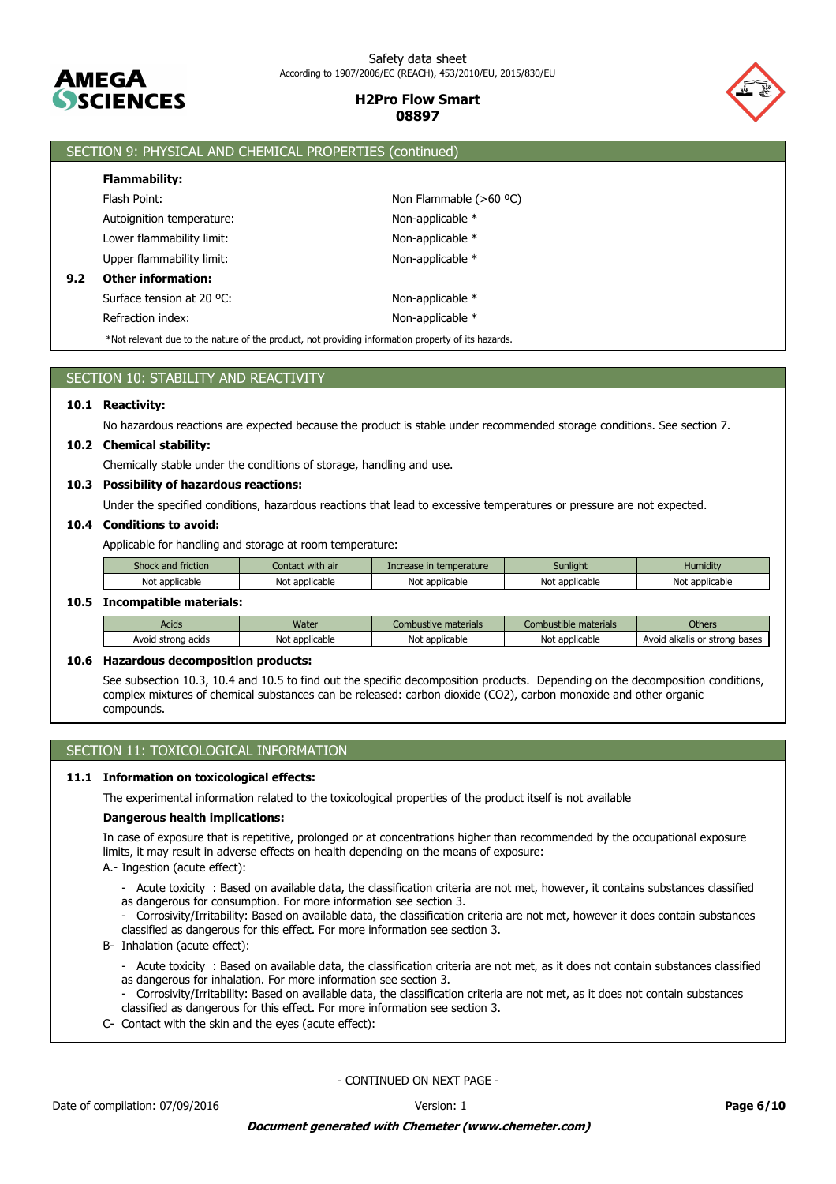## SECTION 9: PHYSICAL AND CHEMICAL PROPERTIES (continued)

**Flammability:**

| | |
|---|---|
| Flash Point: | Non Flammable (>60 ºC) |
| Autoignition temperature: | Non-applicable * |
| Lower flammability limit: | Non-applicable * |
| Upper flammability limit: | Non-applicable * |

**9.2 Other information:**

| | |
|---|---|
| Surface tension at 20 ºC: | Non-applicable * |
| Refraction index: | Non-applicable * |

*Not relevant due to the nature of the product, not providing information property of its hazards.

## SECTION 10: STABILITY AND REACTIVITY

**10.1 Reactivity:**

No hazardous reactions are expected because the product is stable under recommended storage conditions. See section 7.

**10.2 Chemical stability:**

Chemically stable under the conditions of storage, handling and use.

**10.3 Possibility of hazardous reactions:**

Under the specified conditions, hazardous reactions that lead to excessive temperatures or pressure are not expected.

**10.4 Conditions to avoid:**

Applicable for handling and storage at room temperature:

| Shock and friction | Contact with air | Increase in temperature | Sunlight | Humidity |
|---|---|---|---|---|
| Not applicable | Not applicable | Not applicable | Not applicable | Not applicable |

**10.5 Incompatible materials:**

| Acids | Water | Combustive materials | Combustible materials | Others |
|---|---|---|---|---|
| Avoid strong acids | Not applicable | Not applicable | Not applicable | Avoid alkalis or strong bases |

**10.6 Hazardous decomposition products:**

See subsection 10.3, 10.4 and 10.5 to find out the specific decomposition products. Depending on the decomposition conditions, complex mixtures of chemical substances can be released: carbon dioxide ($CO_2$), carbon monoxide and other organic compounds.

## SECTION 11: TOXICOLOGICAL INFORMATION

**11.1 Information on toxicological effects:**

The experimental information related to the toxicological properties of the product itself is not available

**Dangerous health implications:**

In case of exposure that is repetitive, prolonged or at concentrations higher than recommended by the occupational exposure limits, it may result in adverse effects on health depending on the means of exposure:

A.- Ingestion (acute effect):

- Acute toxicity : Based on available data, the classification criteria are not met, however, it contains substances classified as dangerous for consumption. For more information see section 3.
- Corrosivity/Irritability: Based on available data, the classification criteria are not met, however it does contain substances classified as dangerous for this effect. For more information see section 3.

B- Inhalation (acute effect):

- Acute toxicity : Based on available data, the classification criteria are not met, as it does not contain substances classified as dangerous for inhalation. For more information see section 3.
- Corrosivity/Irritability: Based on available data, the classification criteria are not met, as it does not contain substances classified as dangerous for this effect. For more information see section 3.

C- Contact with the skin and the eyes (acute effect):

- CONTINUED ON NEXT PAGE -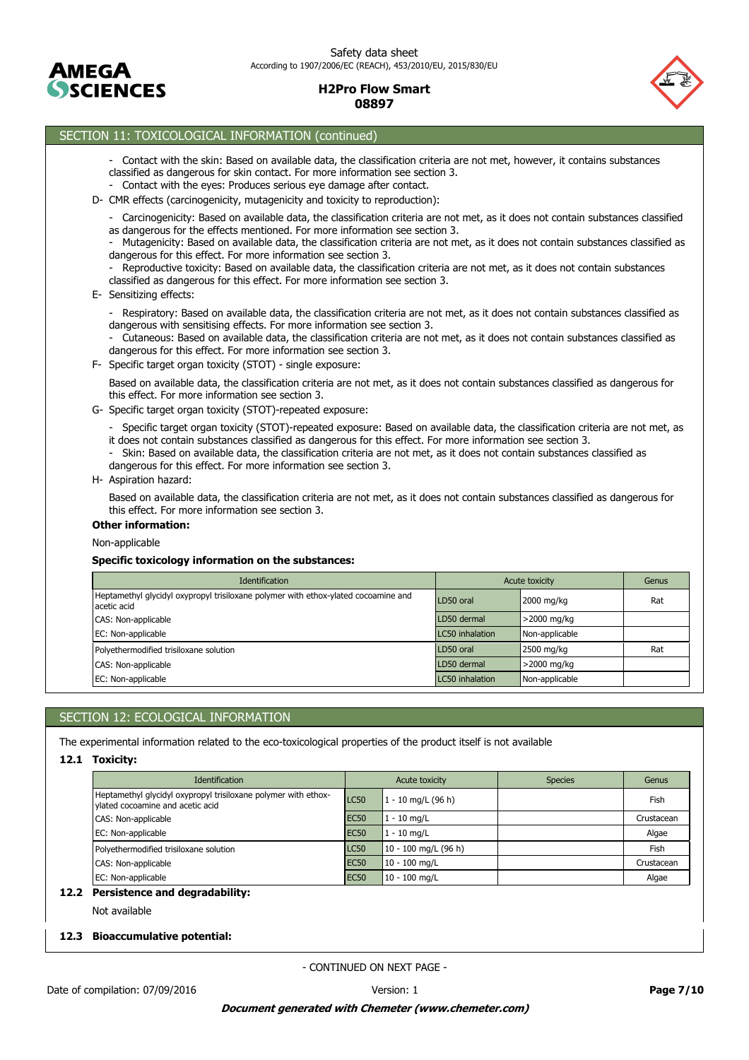## SECTION 11: TOXICOLOGICAL INFORMATION (continued)

- Contact with the skin: Based on available data, the classification criteria are not met, however, it contains substances classified as dangerous for skin contact. For more information see section 3.
- Contact with the eyes: Produces serious eye damage after contact.

D- CMR effects (carcinogenicity, mutagenicity and toxicity to reproduction):

- Carcinogenicity: Based on available data, the classification criteria are not met, as it does not contain substances classified as dangerous for the effects mentioned. For more information see section 3.
- Mutagenicity: Based on available data, the classification criteria are not met, as it does not contain substances classified as dangerous for this effect. For more information see section 3.
- Reproductive toxicity: Based on available data, the classification criteria are not met, as it does not contain substances classified as dangerous for this effect. For more information see section 3.

E- Sensitizing effects:

- Respiratory: Based on available data, the classification criteria are not met, as it does not contain substances classified as dangerous with sensitising effects. For more information see section 3.
- Cutaneous: Based on available data, the classification criteria are not met, as it does not contain substances classified as dangerous for this effect. For more information see section 3.

F- Specific target organ toxicity (STOT) - single exposure:

Based on available data, the classification criteria are not met, as it does not contain substances classified as dangerous for this effect. For more information see section 3.

G- Specific target organ toxicity (STOT)-repeated exposure:

- Specific target organ toxicity (STOT)-repeated exposure: Based on available data, the classification criteria are not met, as it does not contain substances classified as dangerous for this effect. For more information see section 3.
- Skin: Based on available data, the classification criteria are not met, as it does not contain substances classified as dangerous for this effect. For more information see section 3.

H- Aspiration hazard:

Based on available data, the classification criteria are not met, as it does not contain substances classified as dangerous for this effect. For more information see section 3.

**Other information:**

Non-applicable

**Specific toxicology information on the substances:**

| Identification | Acute toxicity | | Genus |
|---|---|---|---|
| Heptamethyl glycidyl oxypropyl trisiloxane polymer with ethox-ylated cocoamine and acetic acid | LD50 oral | 2000 mg/kg | Rat |
| CAS: Non-applicable | LD50 dermal | >2000 mg/kg | |
| EC: Non-applicable | LC50 inhalation | Non-applicable | |
| Polyethermodified trisiloxane solution | LD50 oral | 2500 mg/kg | Rat |
| CAS: Non-applicable | LD50 dermal | >2000 mg/kg | |
| EC: Non-applicable | LC50 inhalation | Non-applicable | |

## SECTION 12: ECOLOGICAL INFORMATION

The experimental information related to the eco-toxicological properties of the product itself is not available

### 12.1 Toxicity:

| Identification | Acute toxicity | | Species | Genus |
|---|---|---|---|---|
| Heptamethyl glycidyl oxypropyl trisiloxane polymer with ethox-ylated cocoamine and acetic acid | LC50 | 1 - 10 mg/L (96 h) | | Fish |
| CAS: Non-applicable | EC50 | 1 - 10 mg/L | | Crustacean |
| EC: Non-applicable | EC50 | 1 - 10 mg/L | | Algae |
| Polyethermodified trisiloxane solution | LC50 | 10 - 100 mg/L (96 h) | | Fish |
| CAS: Non-applicable | EC50 | 10 - 100 mg/L | | Crustacean |
| EC: Non-applicable | EC50 | 10 - 100 mg/L | | Algae |

### 12.2 Persistence and degradability:

Not available

### 12.3 Bioaccumulative potential:

- CONTINUED ON NEXT PAGE -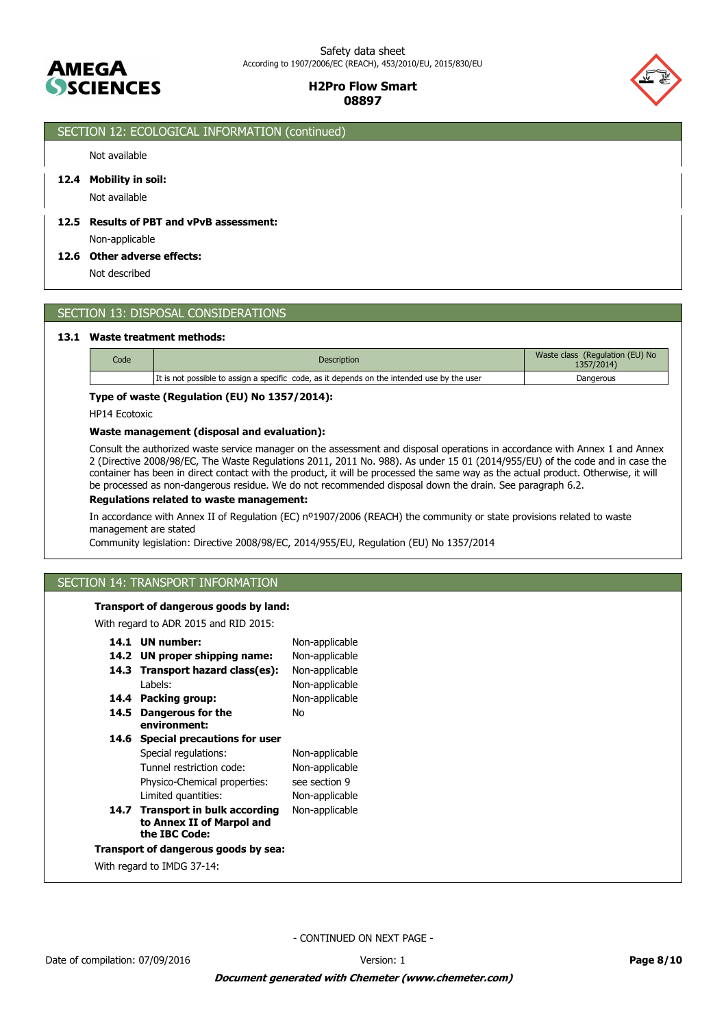## SECTION 12: ECOLOGICAL INFORMATION (continued)

Not available

**12.4 Mobility in soil:**

Not available

**12.5 Results of PBT and vPvB assessment:**

Non-applicable

**12.6 Other adverse effects:**

Not described

## SECTION 13: DISPOSAL CONSIDERATIONS

**13.1 Waste treatment methods:**

| Code | Description | Waste class (Regulation (EU) No 1357/2014) |
|---|---|---|
| | It is not possible to assign a specific code, as it depends on the intended use by the user | Dangerous |

**Type of waste (Regulation (EU) No 1357/2014):**

HP14 Ecotoxic

**Waste management (disposal and evaluation):**

Consult the authorized waste service manager on the assessment and disposal operations in accordance with Annex 1 and Annex 2 (Directive 2008/98/EC, The Waste Regulations 2011, 2011 No. 988). As under 15 01 (2014/955/EU) of the code and in case the container has been in direct contact with the product, it will be processed the same way as the actual product. Otherwise, it will be processed as non-dangerous residue. We do not recommended disposal down the drain. See paragraph 6.2.

**Regulations related to waste management:**

In accordance with Annex II of Regulation (EC) nº1907/2006 (REACH) the community or state provisions related to waste management are stated

Community legislation: Directive 2008/98/EC, 2014/955/EU, Regulation (EU) No 1357/2014

## SECTION 14: TRANSPORT INFORMATION

**Transport of dangerous goods by land:**

With regard to ADR 2015 and RID 2015:

| | |
|---|---|
| **14.1 UN number:** | Non-applicable |
| **14.2 UN proper shipping name:** | Non-applicable |
| **14.3 Transport hazard class(es):** | Non-applicable |
| Labels: | Non-applicable |
| **14.4 Packing group:** | Non-applicable |
| **14.5 Dangerous for the environment:** | No |
| **14.6 Special precautions for user** | |
| Special regulations: | Non-applicable |
| Tunnel restriction code: | Non-applicable |
| Physico-Chemical properties: | see section 9 |
| Limited quantities: | Non-applicable |
| **14.7 Transport in bulk according to Annex II of Marpol and the IBC Code:** | Non-applicable |

**Transport of dangerous goods by sea:**

With regard to IMDG 37-14:

- CONTINUED ON NEXT PAGE -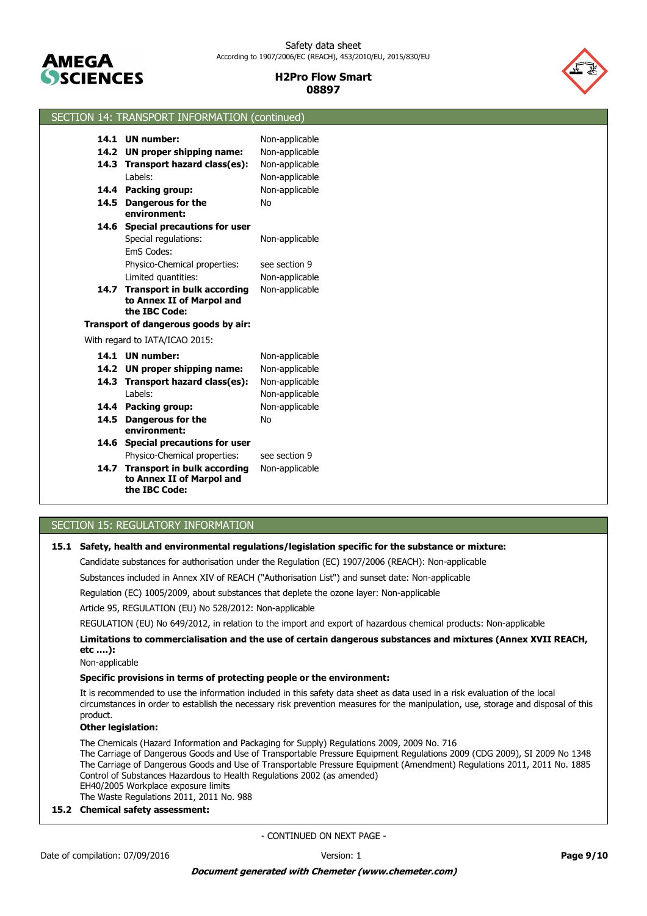## SECTION 14: TRANSPORT INFORMATION (continued)

| | |
|---|---|
| **14.1 UN number:** | Non-applicable |
| **14.2 UN proper shipping name:** | Non-applicable |
| **14.3 Transport hazard class(es):** | Non-applicable |
| Labels: | Non-applicable |
| **14.4 Packing group:** | Non-applicable |
| **14.5 Dangerous for the environment:** | No |
| **14.6 Special precautions for user** | |
| Special regulations: | Non-applicable |
| EmS Codes: | |
| Physico-Chemical properties: | see section 9 |
| Limited quantities: | Non-applicable |
| **14.7 Transport in bulk according to Annex II of Marpol and the IBC Code:** | Non-applicable |

**Transport of dangerous goods by air:**

With regard to IATA/ICAO 2015:

| | |
|---|---|
| **14.1 UN number:** | Non-applicable |
| **14.2 UN proper shipping name:** | Non-applicable |
| **14.3 Transport hazard class(es):** | Non-applicable |
| Labels: | Non-applicable |
| **14.4 Packing group:** | Non-applicable |
| **14.5 Dangerous for the environment:** | No |
| **14.6 Special precautions for user** | |
| Physico-Chemical properties: | see section 9 |
| **14.7 Transport in bulk according to Annex II of Marpol and the IBC Code:** | Non-applicable |

## SECTION 15: REGULATORY INFORMATION

**15.1 Safety, health and environmental regulations/legislation specific for the substance or mixture:**

Candidate substances for authorisation under the Regulation (EC) 1907/2006 (REACH): Non-applicable

Substances included in Annex XIV of REACH ("Authorisation List") and sunset date: Non-applicable

Regulation (EC) 1005/2009, about substances that deplete the ozone layer: Non-applicable

Article 95, REGULATION (EU) No 528/2012: Non-applicable

REGULATION (EU) No 649/2012, in relation to the import and export of hazardous chemical products: Non-applicable

**Limitations to commercialisation and the use of certain dangerous substances and mixtures (Annex XVII REACH, etc ….):**

Non-applicable

**Specific provisions in terms of protecting people or the environment:**

It is recommended to use the information included in this safety data sheet as data used in a risk evaluation of the local circumstances in order to establish the necessary risk prevention measures for the manipulation, use, storage and disposal of this product.

**Other legislation:**

The Chemicals (Hazard Information and Packaging for Supply) Regulations 2009, 2009 No. 716
The Carriage of Dangerous Goods and Use of Transportable Pressure Equipment Regulations 2009 (CDG 2009), SI 2009 No 1348
The Carriage of Dangerous Goods and Use of Transportable Pressure Equipment (Amendment) Regulations 2011, 2011 No. 1885
Control of Substances Hazardous to Health Regulations 2002 (as amended)
EH40/2005 Workplace exposure limits
The Waste Regulations 2011, 2011 No. 988

**15.2 Chemical safety assessment:**

- CONTINUED ON NEXT PAGE -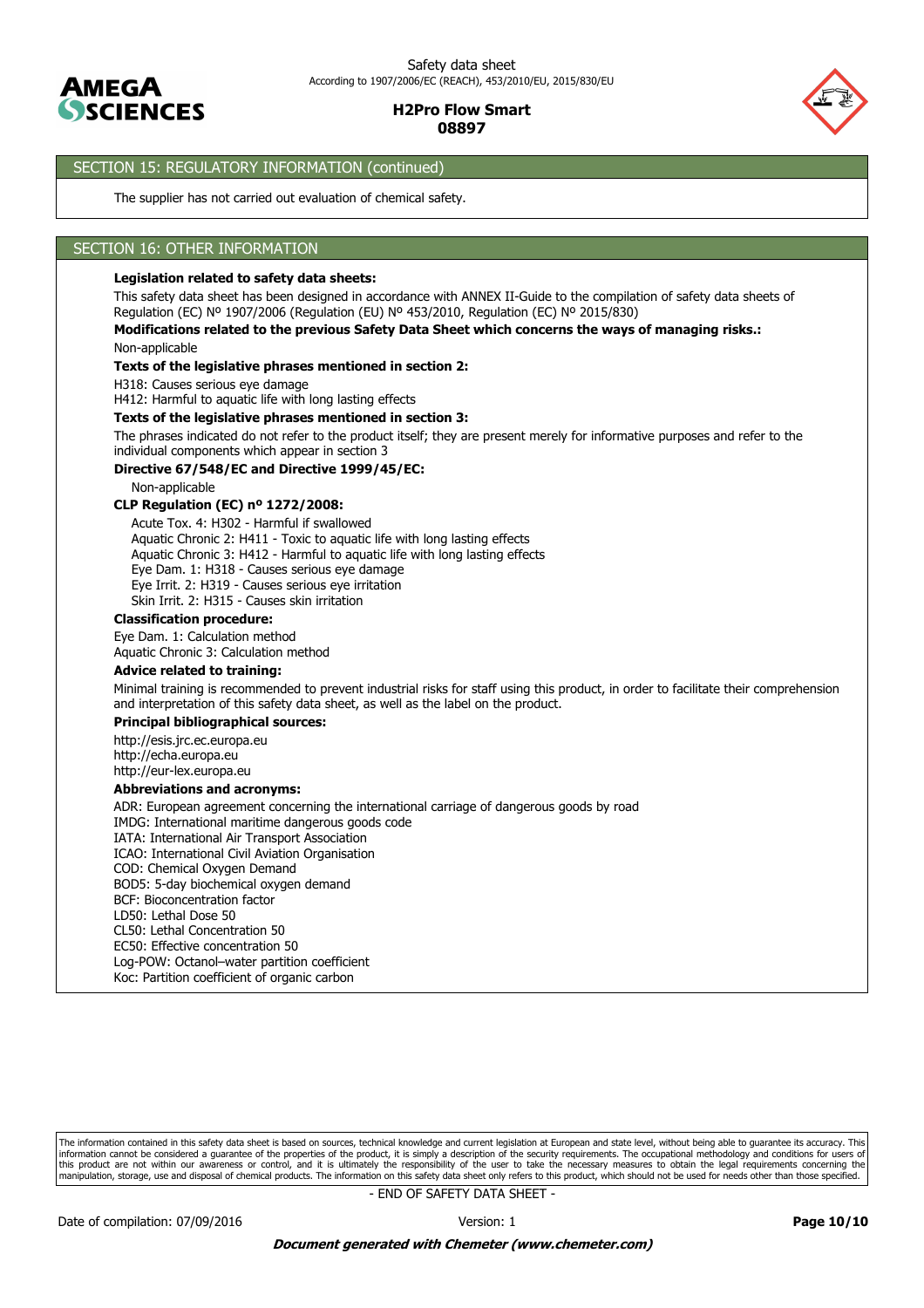## SECTION 15: REGULATORY INFORMATION (continued)

The supplier has not carried out evaluation of chemical safety.

## SECTION 16: OTHER INFORMATION

**Legislation related to safety data sheets:**

This safety data sheet has been designed in accordance with ANNEX II-Guide to the compilation of safety data sheets of Regulation (EC) Nº 1907/2006 (Regulation (EU) Nº 453/2010, Regulation (EC) Nº 2015/830)

**Modifications related to the previous Safety Data Sheet which concerns the ways of managing risks.:**

Non-applicable

**Texts of the legislative phrases mentioned in section 2:**

H318: Causes serious eye damage
H412: Harmful to aquatic life with long lasting effects

**Texts of the legislative phrases mentioned in section 3:**

The phrases indicated do not refer to the product itself; they are present merely for informative purposes and refer to the individual components which appear in section 3

**Directive 67/548/EC and Directive 1999/45/EC:**

Non-applicable

**CLP Regulation (EC) nº 1272/2008:**

Acute Tox. 4: H302 - Harmful if swallowed
Aquatic Chronic 2: H411 - Toxic to aquatic life with long lasting effects
Aquatic Chronic 3: H412 - Harmful to aquatic life with long lasting effects
Eye Dam. 1: H318 - Causes serious eye damage
Eye Irrit. 2: H319 - Causes serious eye irritation
Skin Irrit. 2: H315 - Causes skin irritation

**Classification procedure:**

Eye Dam. 1: Calculation method
Aquatic Chronic 3: Calculation method

**Advice related to training:**

Minimal training is recommended to prevent industrial risks for staff using this product, in order to facilitate their comprehension and interpretation of this safety data sheet, as well as the label on the product.

**Principal bibliographical sources:**

http://esis.jrc.ec.europa.eu
http://echa.europa.eu
http://eur-lex.europa.eu

**Abbreviations and acronyms:**

ADR: European agreement concerning the international carriage of dangerous goods by road
IMDG: International maritime dangerous goods code
IATA: International Air Transport Association
ICAO: International Civil Aviation Organisation
COD: Chemical Oxygen Demand
BOD5: 5-day biochemical oxygen demand
BCF: Bioconcentration factor
LD50: Lethal Dose 50
CL50: Lethal Concentration 50
EC50: Effective concentration 50
Log-POW: Octanol–water partition coefficient
Koc: Partition coefficient of organic carbon

The information contained in this safety data sheet is based on sources, technical knowledge and current legislation at European and state level, without being able to guarantee its accuracy. This information cannot be considered a guarantee of the properties of the product, it is simply a description of the security requirements. The occupational methodology and conditions for users of this product are not within our awareness or control, and it is ultimately the responsibility of the user to take the necessary measures to obtain the legal requirements concerning the manipulation, storage, use and disposal of chemical products. The information on this safety data sheet only refers to this product, which should not be used for needs other than those specified.

- END OF SAFETY DATA SHEET -